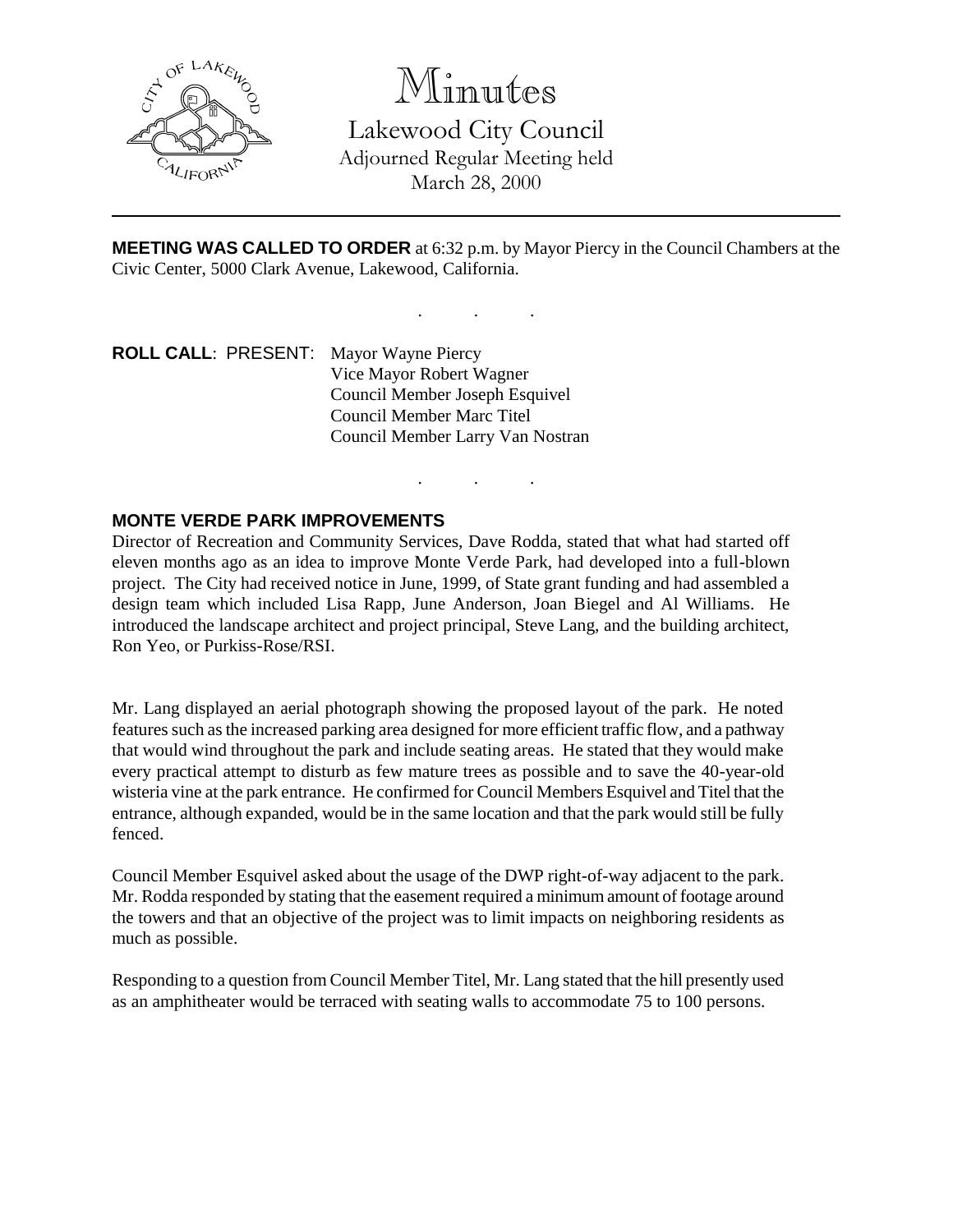# Minutes

## Lakewood City Council

Adjourned Regular Meeting held
March 28, 2000

---

**MEETING WAS CALLED TO ORDER** at 6:32 p.m. by Mayor Piercy in the Council Chambers at the Civic Center, 5000 Clark Avenue, Lakewood, California.

. . .

**ROLL CALL**: PRESENT: Mayor Wayne Piercy
Vice Mayor Robert Wagner
Council Member Joseph Esquivel
Council Member Marc Titel
Council Member Larry Van Nostran

. . .

**MONTE VERDE PARK IMPROVEMENTS**

Director of Recreation and Community Services, Dave Rodda, stated that what had started off eleven months ago as an idea to improve Monte Verde Park, had developed into a full-blown project. The City had received notice in June, 1999, of State grant funding and had assembled a design team which included Lisa Rapp, June Anderson, Joan Biegel and Al Williams. He introduced the landscape architect and project principal, Steve Lang, and the building architect, Ron Yeo, or Purkiss-Rose/RSI.

Mr. Lang displayed an aerial photograph showing the proposed layout of the park. He noted features such as the increased parking area designed for more efficient traffic flow, and a pathway that would wind throughout the park and include seating areas. He stated that they would make every practical attempt to disturb as few mature trees as possible and to save the 40-year-old wisteria vine at the park entrance. He confirmed for Council Members Esquivel and Titel that the entrance, although expanded, would be in the same location and that the park would still be fully fenced.

Council Member Esquivel asked about the usage of the DWP right-of-way adjacent to the park. Mr. Rodda responded by stating that the easement required a minimum amount of footage around the towers and that an objective of the project was to limit impacts on neighboring residents as much as possible.

Responding to a question from Council Member Titel, Mr. Lang stated that the hill presently used as an amphitheater would be terraced with seating walls to accommodate 75 to 100 persons.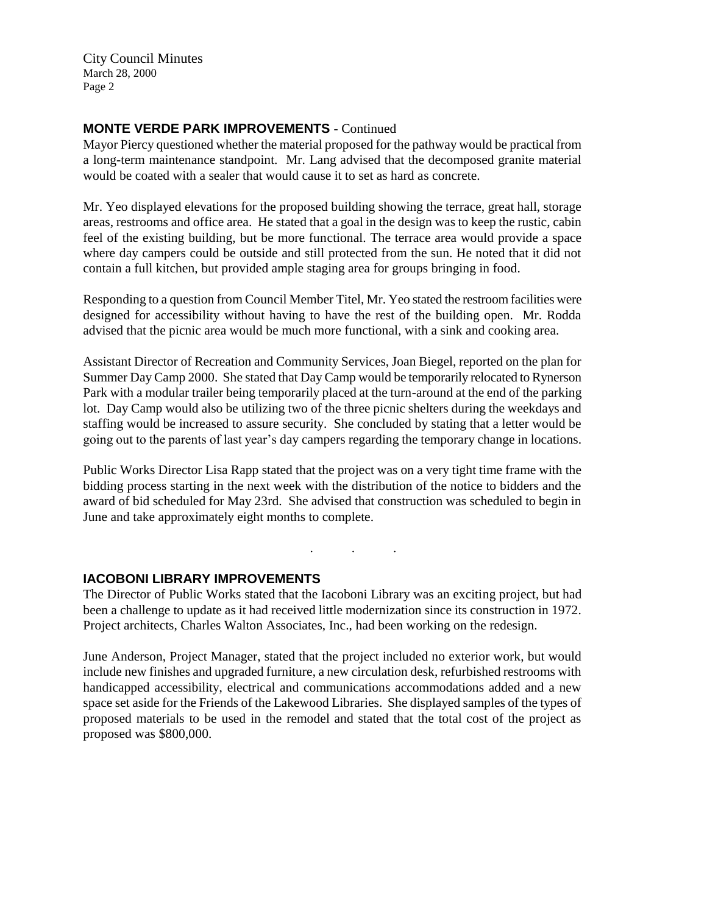## MONTE VERDE PARK IMPROVEMENTS - Continued

Mayor Piercy questioned whether the material proposed for the pathway would be practical from a long-term maintenance standpoint. Mr. Lang advised that the decomposed granite material would be coated with a sealer that would cause it to set as hard as concrete.

Mr. Yeo displayed elevations for the proposed building showing the terrace, great hall, storage areas, restrooms and office area. He stated that a goal in the design was to keep the rustic, cabin feel of the existing building, but be more functional. The terrace area would provide a space where day campers could be outside and still protected from the sun. He noted that it did not contain a full kitchen, but provided ample staging area for groups bringing in food.

Responding to a question from Council Member Titel, Mr. Yeo stated the restroom facilities were designed for accessibility without having to have the rest of the building open. Mr. Rodda advised that the picnic area would be much more functional, with a sink and cooking area.

Assistant Director of Recreation and Community Services, Joan Biegel, reported on the plan for Summer Day Camp 2000. She stated that Day Camp would be temporarily relocated to Rynerson Park with a modular trailer being temporarily placed at the turn-around at the end of the parking lot. Day Camp would also be utilizing two of the three picnic shelters during the weekdays and staffing would be increased to assure security. She concluded by stating that a letter would be going out to the parents of last year's day campers regarding the temporary change in locations.

Public Works Director Lisa Rapp stated that the project was on a very tight time frame with the bidding process starting in the next week with the distribution of the notice to bidders and the award of bid scheduled for May 23rd. She advised that construction was scheduled to begin in June and take approximately eight months to complete.

. . .

## IACOBONI LIBRARY IMPROVEMENTS

The Director of Public Works stated that the Iacoboni Library was an exciting project, but had been a challenge to update as it had received little modernization since its construction in 1972. Project architects, Charles Walton Associates, Inc., had been working on the redesign.

June Anderson, Project Manager, stated that the project included no exterior work, but would include new finishes and upgraded furniture, a new circulation desk, refurbished restrooms with handicapped accessibility, electrical and communications accommodations added and a new space set aside for the Friends of the Lakewood Libraries. She displayed samples of the types of proposed materials to be used in the remodel and stated that the total cost of the project as proposed was $800,000.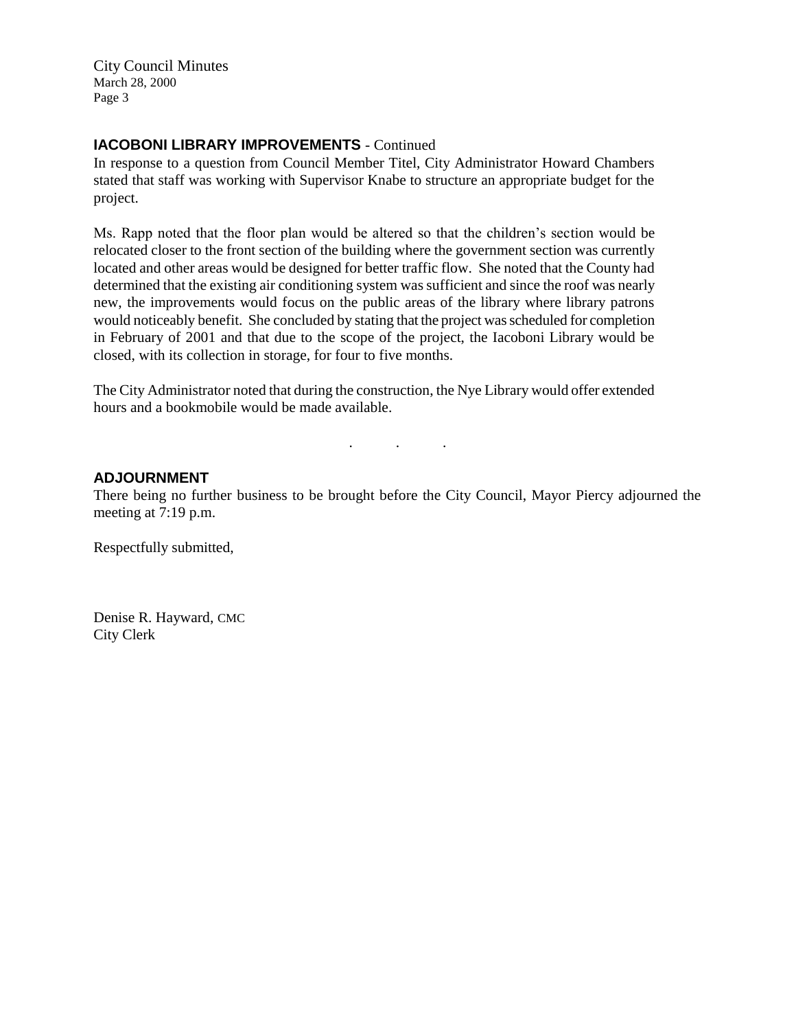**IACOBONI LIBRARY IMPROVEMENTS** - Continued

In response to a question from Council Member Titel, City Administrator Howard Chambers stated that staff was working with Supervisor Knabe to structure an appropriate budget for the project.

Ms. Rapp noted that the floor plan would be altered so that the children's section would be relocated closer to the front section of the building where the government section was currently located and other areas would be designed for better traffic flow. She noted that the County had determined that the existing air conditioning system was sufficient and since the roof was nearly new, the improvements would focus on the public areas of the library where library patrons would noticeably benefit. She concluded by stating that the project was scheduled for completion in February of 2001 and that due to the scope of the project, the Iacoboni Library would be closed, with its collection in storage, for four to five months.

The City Administrator noted that during the construction, the Nye Library would offer extended hours and a bookmobile would be made available.

. . .

**ADJOURNMENT**

There being no further business to be brought before the City Council, Mayor Piercy adjourned the meeting at 7:19 p.m.

Respectfully submitted,

Denise R. Hayward, CMC
City Clerk